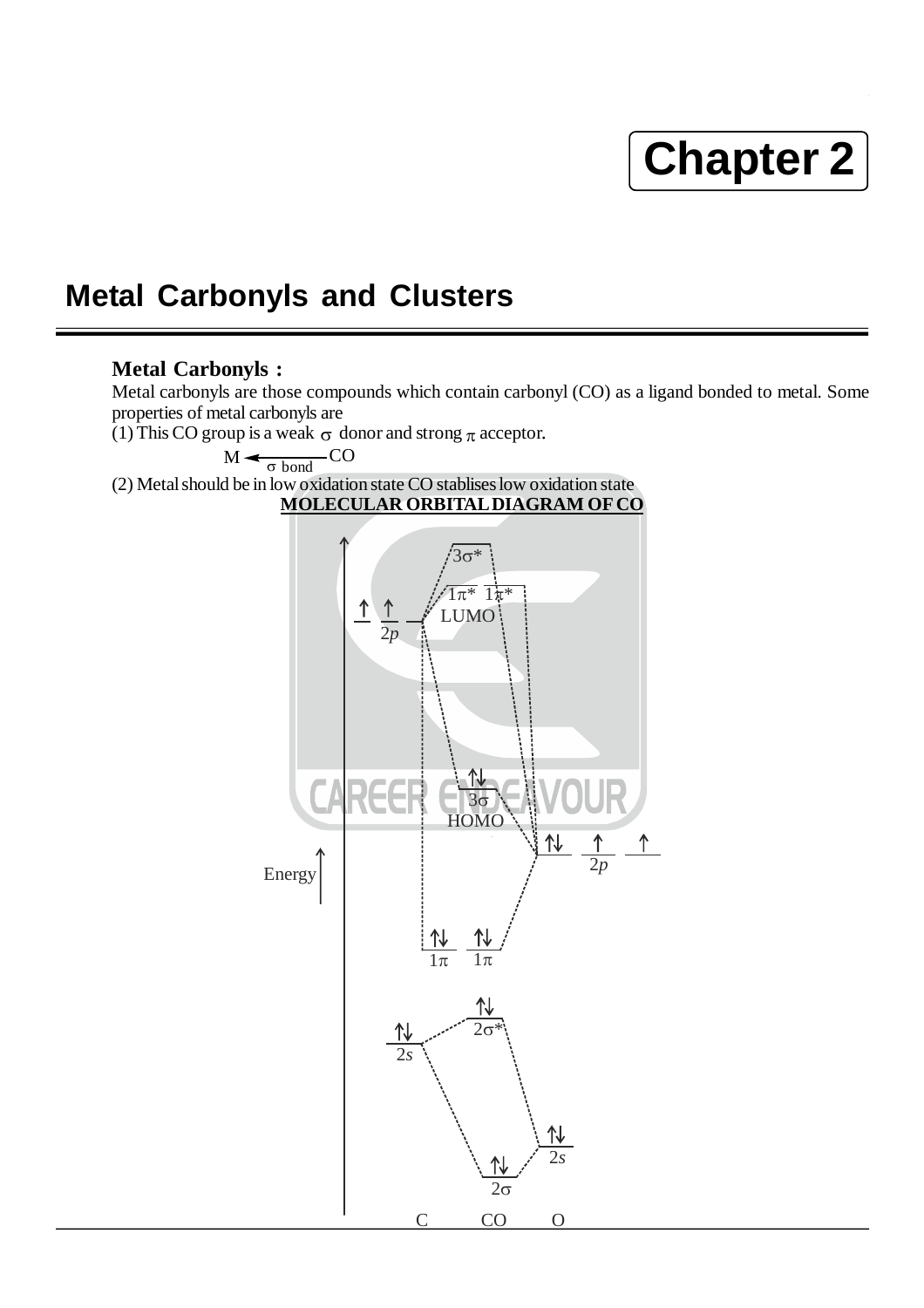# Chapter 2

## Metal Carbonyls and Clusters

### Metal Carbonyls :

Metal carbonyls are those compounds which contain carbonyl (CO) as a ligand bonded to metal. Some properties of metal carbonyls are

(1) This CO group is a weak $\sigma$ donor and strong $\pi$ acceptor.

$$M \xleftarrow{\sigma \text{ bond}} CO$$

(2) Metal should be in low oxidation state CO stablises low oxidation state

**MOLECULAR ORBITAL DIAGRAM OF CO**

Energy

C: 2p (↑ ↑ —), 2s (↑↓)

CO: 3σ*, 1π* 1π* (LUMO), 3σ (↑↓, HOMO), 1π (↑↓) 1π (↑↓), 2σ* (↑↓), 2σ (↑↓)

O: 2p (↑↓ ↑ ↑), 2s (↑↓)

C CO O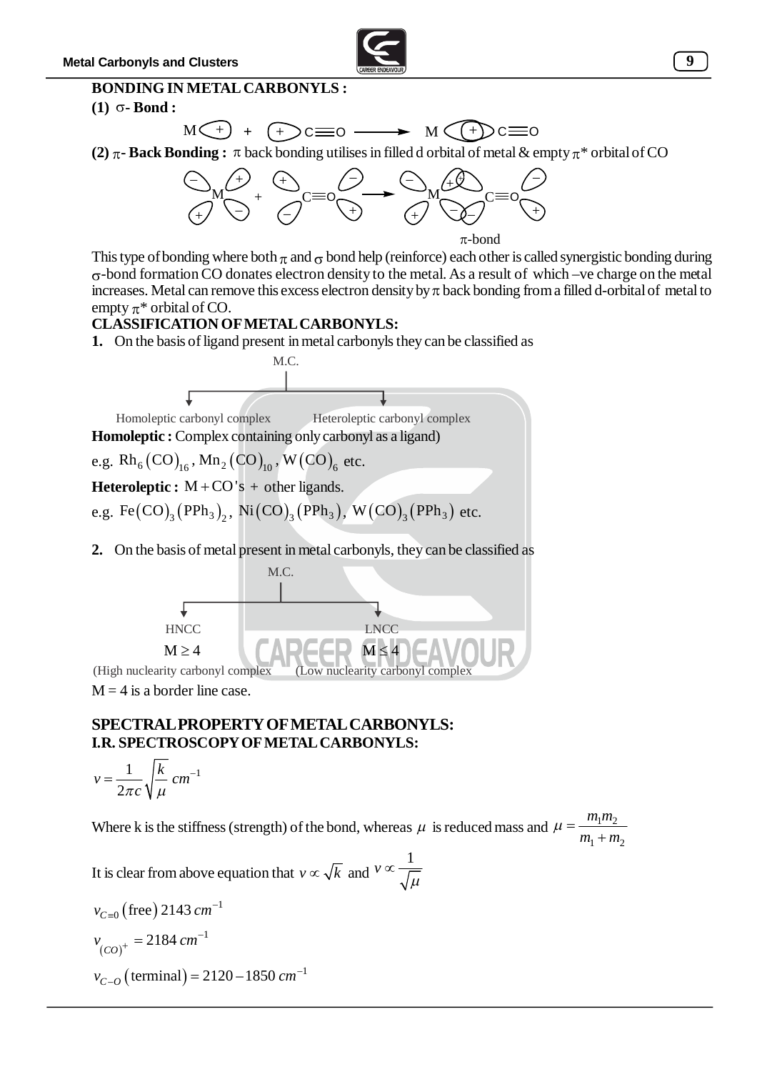## BONDING IN METAL CARBONYLS :

**(1) σ- Bond :**

M (+) + (+) C≡O ⟶ M (+) C≡O

**(2) π- Back Bonding :** π back bonding utilises in filled d orbital of metal & empty π* orbital of CO

π-bond

This type of bonding where both π and σ bond help (reinforce) each other is called synergistic bonding during σ-bond formation CO donates electron density to the metal. As a result of which –ve charge on the metal increases. Metal can remove this excess electron density by π back bonding from a filled d-orbital of metal to empty π* orbital of CO.

## CLASSIFICATION OF METAL CARBONYLS:

**1.** On the basis of ligand present in metal carbonyls they can be classified as

M.C.

Homoleptic carbonyl complex

Heteroleptic carbonyl complex

**Homoleptic :** Complex containing only carbonyl as a ligand)

e.g. $Rh_6(CO)_{16}$, $Mn_2(CO)_{10}$, $W(CO)_6$ etc.

**Heteroleptic :** $M + CO's +$ other ligands.

e.g. $Fe(CO)_3(PPh_3)_2$, $Ni(CO)_3(PPh_3)$, $W(CO)_3(PPh_3)$ etc.

**2.** On the basis of metal present in metal carbonyls, they can be classified as

M.C.

HNCC
$M \geq 4$
(High nuclearity carbonyl complex

LNCC
$M \leq 4$
(Low nuclearity carbonyl complex

M = 4 is a border line case.

## SPECTRAL PROPERTY OF METAL CARBONYLS:

## I.R. SPECTROSCOPY OF METAL CARBONYLS:

$$v = \frac{1}{2\pi c}\sqrt{\frac{k}{\mu}}\ cm^{-1}$$

Where k is the stiffness (strength) of the bond, whereas $\mu$ is reduced mass and $\mu = \frac{m_1 m_2}{m_1 + m_2}$

It is clear from above equation that $v \propto \sqrt{k}$ and $v \propto \frac{1}{\sqrt{\mu}}$

$v_{C\equiv 0}$ (free) $2143\ cm^{-1}$

$v_{(CO)^+} = 2184\ cm^{-1}$

$v_{C-O}$ (terminal) $= 2120 - 1850\ cm^{-1}$